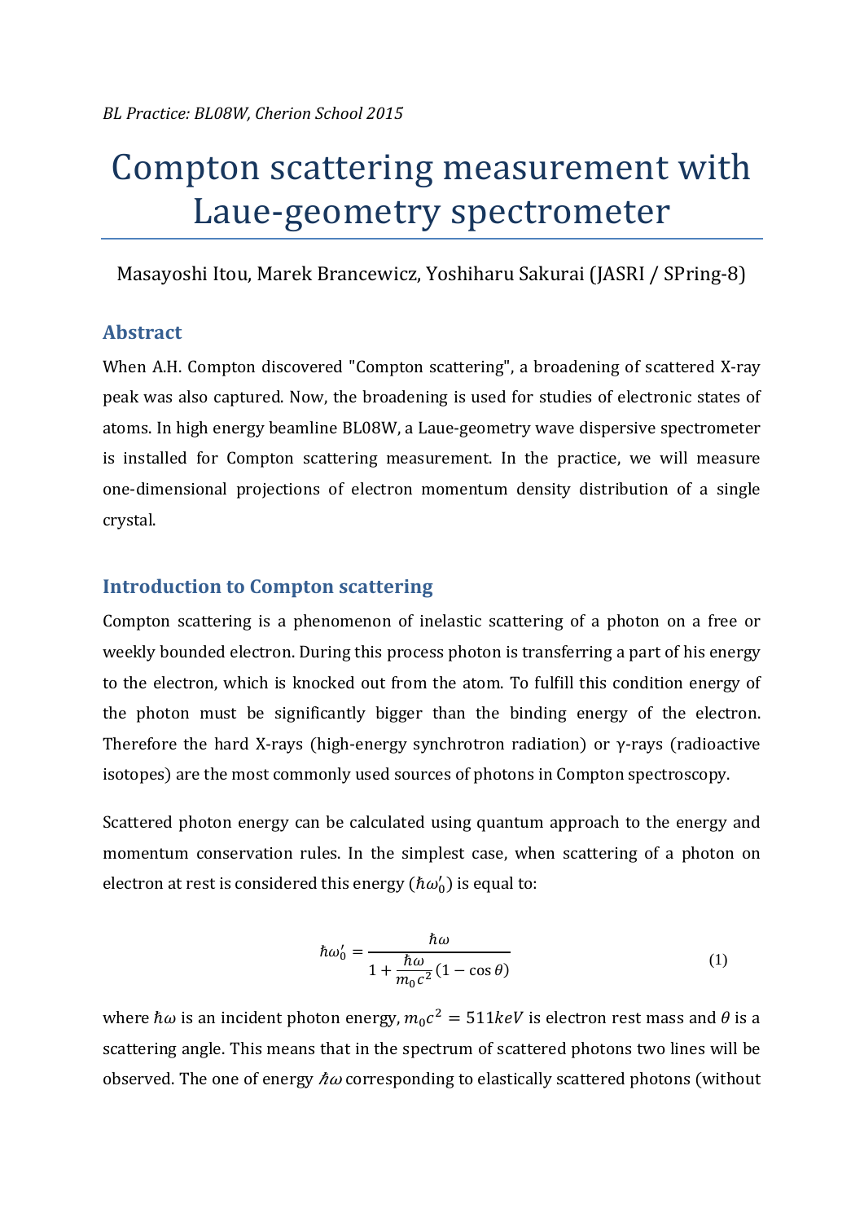*BL Practice: BL08W, Cherion School 2015*

# Compton scattering measurement with Laue-geometry spectrometer

Masayoshi Itou, Marek Brancewicz, Yoshiharu Sakurai (JASRI / SPring-8)

## Abstract

When A.H. Compton discovered "Compton scattering", a broadening of scattered X-ray peak was also captured. Now, the broadening is used for studies of electronic states of atoms. In high energy beamline BL08W, a Laue-geometry wave dispersive spectrometer is installed for Compton scattering measurement. In the practice, we will measure one-dimensional projections of electron momentum density distribution of a single crystal.

## Introduction to Compton scattering

Compton scattering is a phenomenon of inelastic scattering of a photon on a free or weekly bounded electron. During this process photon is transferring a part of his energy to the electron, which is knocked out from the atom. To fulfill this condition energy of the photon must be significantly bigger than the binding energy of the electron. Therefore the hard X-rays (high-energy synchrotron radiation) or γ-rays (radioactive isotopes) are the most commonly used sources of photons in Compton spectroscopy.

Scattered photon energy can be calculated using quantum approach to the energy and momentum conservation rules. In the simplest case, when scattering of a photon on electron at rest is considered this energy ($\hbar\omega_0'$) is equal to:

$$\hbar\omega_0' = \frac{\hbar\omega}{1 + \frac{\hbar\omega}{m_0 c^2}(1 - \cos\theta)} \tag{1}$$

where $\hbar\omega$ is an incident photon energy, $m_0 c^2 = 511keV$ is electron rest mass and $\theta$ is a scattering angle. This means that in the spectrum of scattered photons two lines will be observed. The one of energy $\hbar\omega$ corresponding to elastically scattered photons (without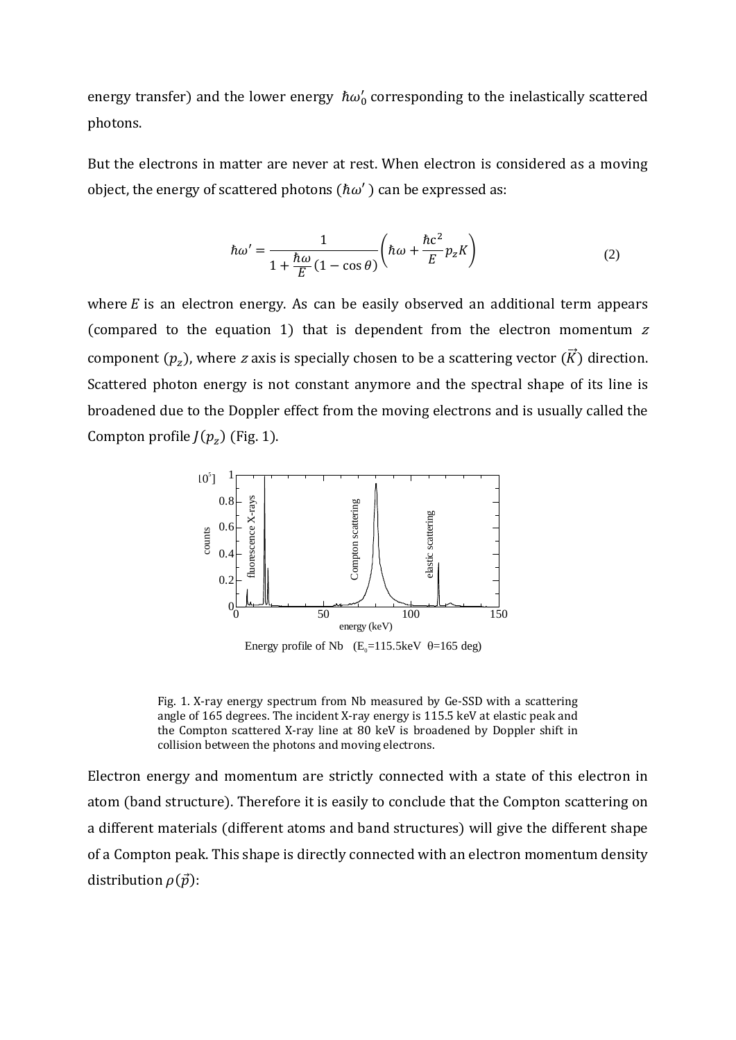energy transfer) and the lower energy $\hbar\omega_0'$ corresponding to the inelastically scattered photons.

But the electrons in matter are never at rest. When electron is considered as a moving object, the energy of scattered photons ($\hbar\omega'$) can be expressed as:

$$\hbar\omega' = \frac{1}{1 + \frac{\hbar\omega}{E}(1 - \cos\theta)} \left( \hbar\omega + \frac{\hbar c^2}{E} p_z K \right) \tag{2}$$

where $E$ is an electron energy. As can be easily observed an additional term appears (compared to the equation 1) that is dependent from the electron momentum $z$ component ($p_z$), where $z$ axis is specially chosen to be a scattering vector ($\vec{K}$) direction. Scattered photon energy is not constant anymore and the spectral shape of its line is broadened due to the Doppler effect from the moving electrons and is usually called the Compton profile $J(p_z)$ (Fig. 1).

Fig. 1. X-ray energy spectrum from Nb measured by Ge-SSD with a scattering angle of 165 degrees. The incident X-ray energy is 115.5 keV at elastic peak and the Compton scattered X-ray line at 80 keV is broadened by Doppler shift in collision between the photons and moving electrons.

Electron energy and momentum are strictly connected with a state of this electron in atom (band structure). Therefore it is easily to conclude that the Compton scattering on a different materials (different atoms and band structures) will give the different shape of a Compton peak. This shape is directly connected with an electron momentum density distribution $\rho(\vec{p})$: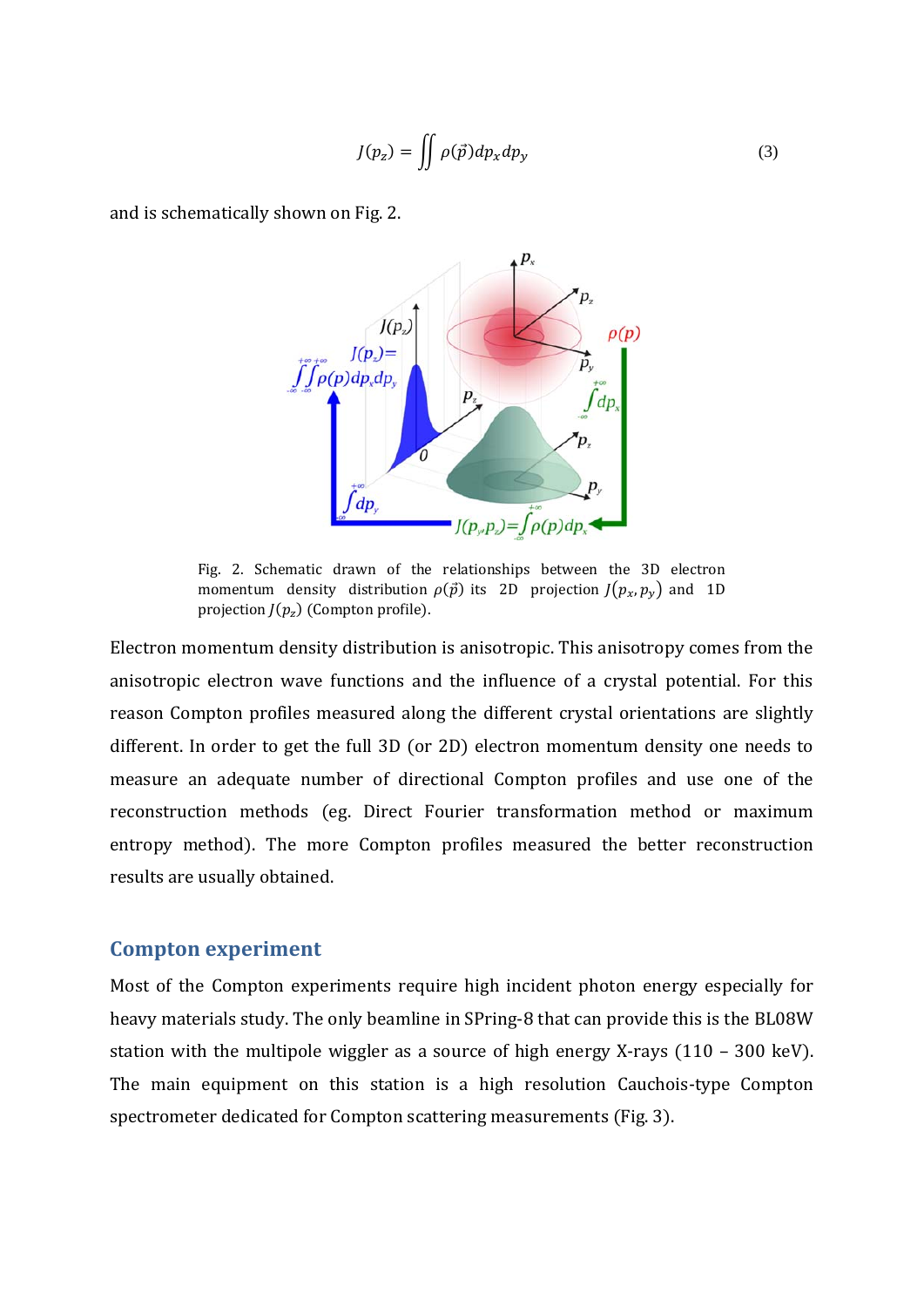$$J(p_z) = \iint \rho(\vec{p}) dp_x dp_y \tag{3}$$

and is schematically shown on Fig. 2.

Fig. 2. Schematic drawn of the relationships between the 3D electron momentum density distribution $\rho(\vec{p})$ its 2D projection $J(p_x, p_y)$ and 1D projection $J(p_z)$ (Compton profile).

Electron momentum density distribution is anisotropic. This anisotropy comes from the anisotropic electron wave functions and the influence of a crystal potential. For this reason Compton profiles measured along the different crystal orientations are slightly different. In order to get the full 3D (or 2D) electron momentum density one needs to measure an adequate number of directional Compton profiles and use one of the reconstruction methods (eg. Direct Fourier transformation method or maximum entropy method). The more Compton profiles measured the better reconstruction results are usually obtained.

## Compton experiment

Most of the Compton experiments require high incident photon energy especially for heavy materials study. The only beamline in SPring-8 that can provide this is the BL08W station with the multipole wiggler as a source of high energy X-rays (110 – 300 keV). The main equipment on this station is a high resolution Cauchois-type Compton spectrometer dedicated for Compton scattering measurements (Fig. 3).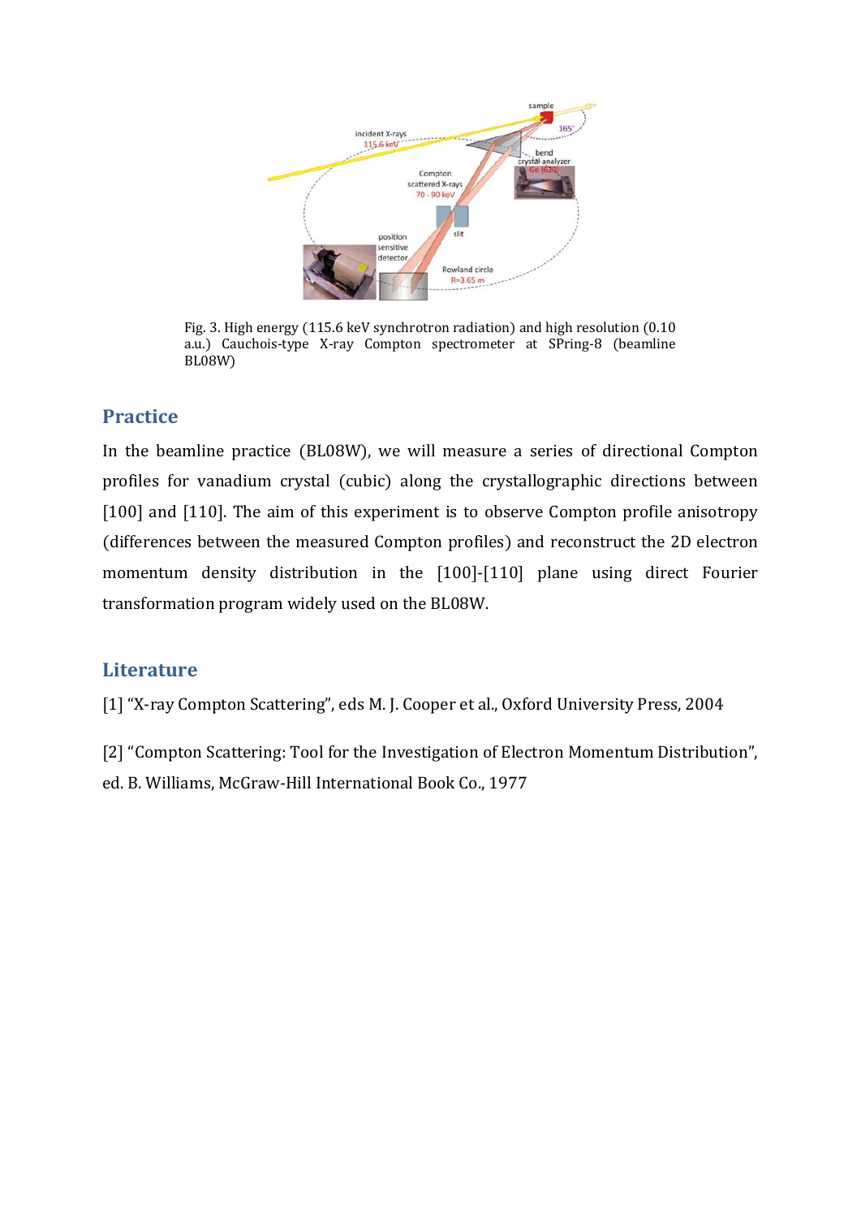sample

incident X-rays
115.6 keV

165°

bend
crystal analyzer
Ge (620)

Compton
scattered X-rays
70 - 90 keV

slit

position
sensitive
detector

Rowland circle
R=3.65 m

Fig. 3. High energy (115.6 keV synchrotron radiation) and high resolution (0.10 a.u.) Cauchois-type X-ray Compton spectrometer at SPring-8 (beamline BL08W)

## Practice

In the beamline practice (BL08W), we will measure a series of directional Compton profiles for vanadium crystal (cubic) along the crystallographic directions between [100] and [110]. The aim of this experiment is to observe Compton profile anisotropy (differences between the measured Compton profiles) and reconstruct the 2D electron momentum density distribution in the [100]-[110] plane using direct Fourier transformation program widely used on the BL08W.

## Literature

[1] "X-ray Compton Scattering", eds M. J. Cooper et al., Oxford University Press, 2004

[2] "Compton Scattering: Tool for the Investigation of Electron Momentum Distribution", ed. B. Williams, McGraw-Hill International Book Co., 1977